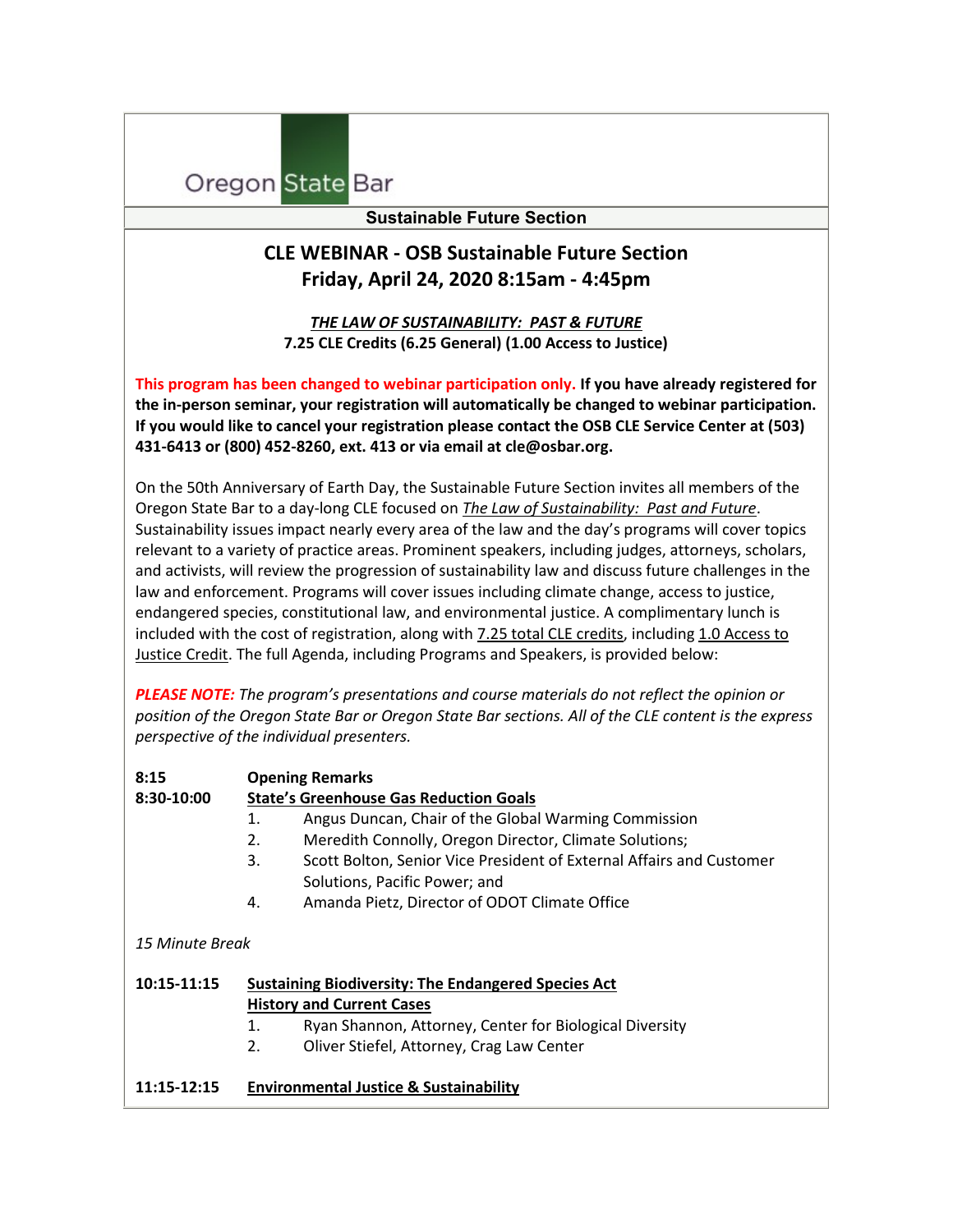Oregon State Bar

**Sustainable Future Section**

# CLE WEBINAR - OSB Sustainable Future Section
## Friday, April 24, 2020 8:15am - 4:45pm

***THE LAW OF SUSTAINABILITY: PAST & FUTURE***
**7.25 CLE Credits (6.25 General) (1.00 Access to Justice)**

**This program has been changed to webinar participation only. If you have already registered for the in-person seminar, your registration will automatically be changed to webinar participation. If you would like to cancel your registration please contact the OSB CLE Service Center at (503) 431-6413 or (800) 452-8260, ext. 413 or via email at cle@osbar.org.**

On the 50th Anniversary of Earth Day, the Sustainable Future Section invites all members of the Oregon State Bar to a day-long CLE focused on *The Law of Sustainability: Past and Future*. Sustainability issues impact nearly every area of the law and the day's programs will cover topics relevant to a variety of practice areas. Prominent speakers, including judges, attorneys, scholars, and activists, will review the progression of sustainability law and discuss future challenges in the law and enforcement. Programs will cover issues including climate change, access to justice, endangered species, constitutional law, and environmental justice. A complimentary lunch is included with the cost of registration, along with 7.25 total CLE credits, including 1.0 Access to Justice Credit. The full Agenda, including Programs and Speakers, is provided below:

***PLEASE NOTE:*** *The program's presentations and course materials do not reflect the opinion or position of the Oregon State Bar or Oregon State Bar sections. All of the CLE content is the express perspective of the individual presenters.*

**8:15** **Opening Remarks**

**8:30-10:00** **State's Greenhouse Gas Reduction Goals**

1. Angus Duncan, Chair of the Global Warming Commission
2. Meredith Connolly, Oregon Director, Climate Solutions;
3. Scott Bolton, Senior Vice President of External Affairs and Customer Solutions, Pacific Power; and
4. Amanda Pietz, Director of ODOT Climate Office

*15 Minute Break*

**10:15-11:15** **Sustaining Biodiversity: The Endangered Species Act History and Current Cases**

1. Ryan Shannon, Attorney, Center for Biological Diversity
2. Oliver Stiefel, Attorney, Crag Law Center

**11:15-12:15** **Environmental Justice & Sustainability**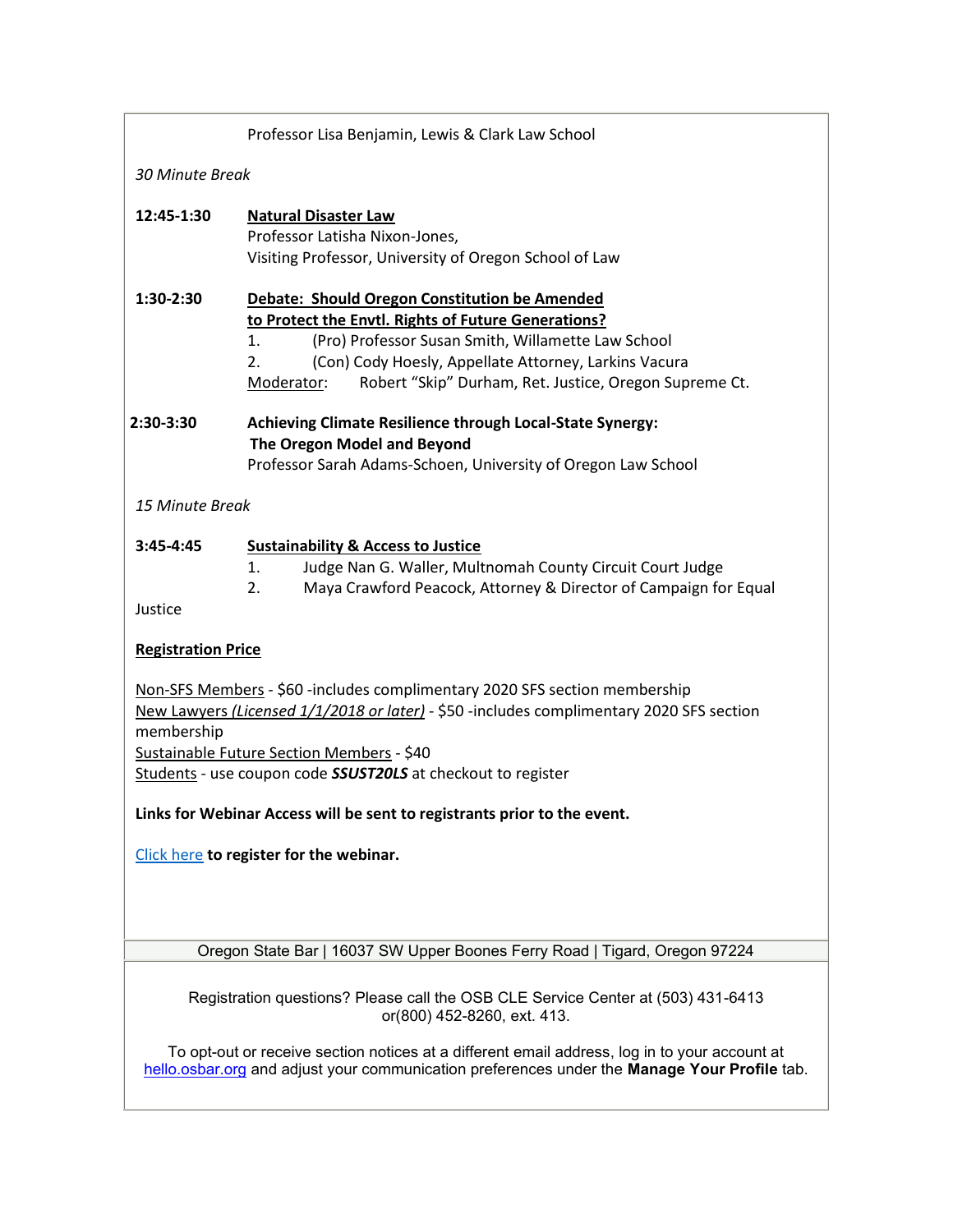Professor Lisa Benjamin, Lewis & Clark Law School

*30 Minute Break*

**12:45-1:30** **Natural Disaster Law**
Professor Latisha Nixon-Jones,
Visiting Professor, University of Oregon School of Law

**1:30-2:30** **Debate: Should Oregon Constitution be Amended to Protect the Envtl. Rights of Future Generations?**

1. (Pro) Professor Susan Smith, Willamette Law School
2. (Con) Cody Hoesly, Appellate Attorney, Larkins Vacura

Moderator: Robert "Skip" Durham, Ret. Justice, Oregon Supreme Ct.

**2:30-3:30** **Achieving Climate Resilience through Local-State Synergy: The Oregon Model and Beyond**
Professor Sarah Adams-Schoen, University of Oregon Law School

*15 Minute Break*

**3:45-4:45** **Sustainability & Access to Justice**

1. Judge Nan G. Waller, Multnomah County Circuit Court Judge
2. Maya Crawford Peacock, Attorney & Director of Campaign for Equal Justice

**Registration Price**

Non-SFS Members - $60 -includes complimentary 2020 SFS section membership
New Lawyers *(Licensed 1/1/2018 or later)* - $50 -includes complimentary 2020 SFS section membership
Sustainable Future Section Members - $40
Students - use coupon code ***SSUST20LS*** at checkout to register

**Links for Webinar Access will be sent to registrants prior to the event.**

Click here **to register for the webinar.**

Oregon State Bar | 16037 SW Upper Boones Ferry Road | Tigard, Oregon 97224

Registration questions? Please call the OSB CLE Service Center at (503) 431-6413 or(800) 452-8260, ext. 413.

To opt-out or receive section notices at a different email address, log in to your account at hello.osbar.org and adjust your communication preferences under the **Manage Your Profile** tab.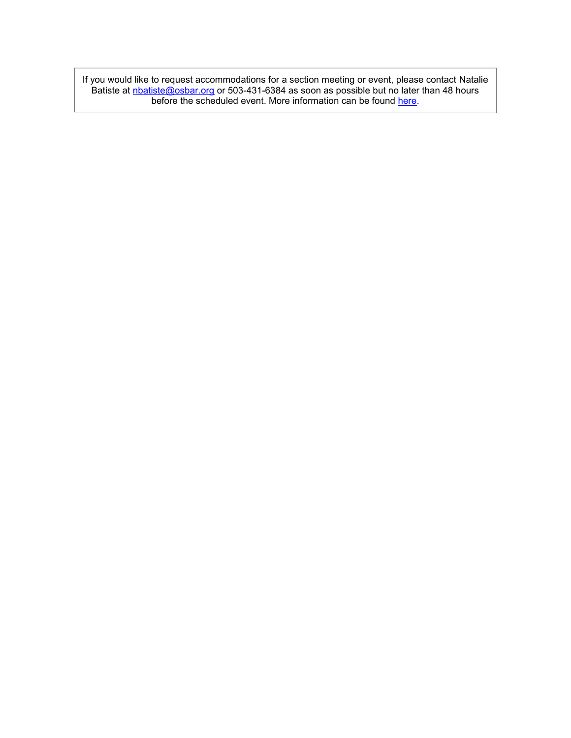If you would like to request accommodations for a section meeting or event, please contact Natalie Batiste at nbatiste@osbar.org or 503-431-6384 as soon as possible but no later than 48 hours before the scheduled event. More information can be found here.